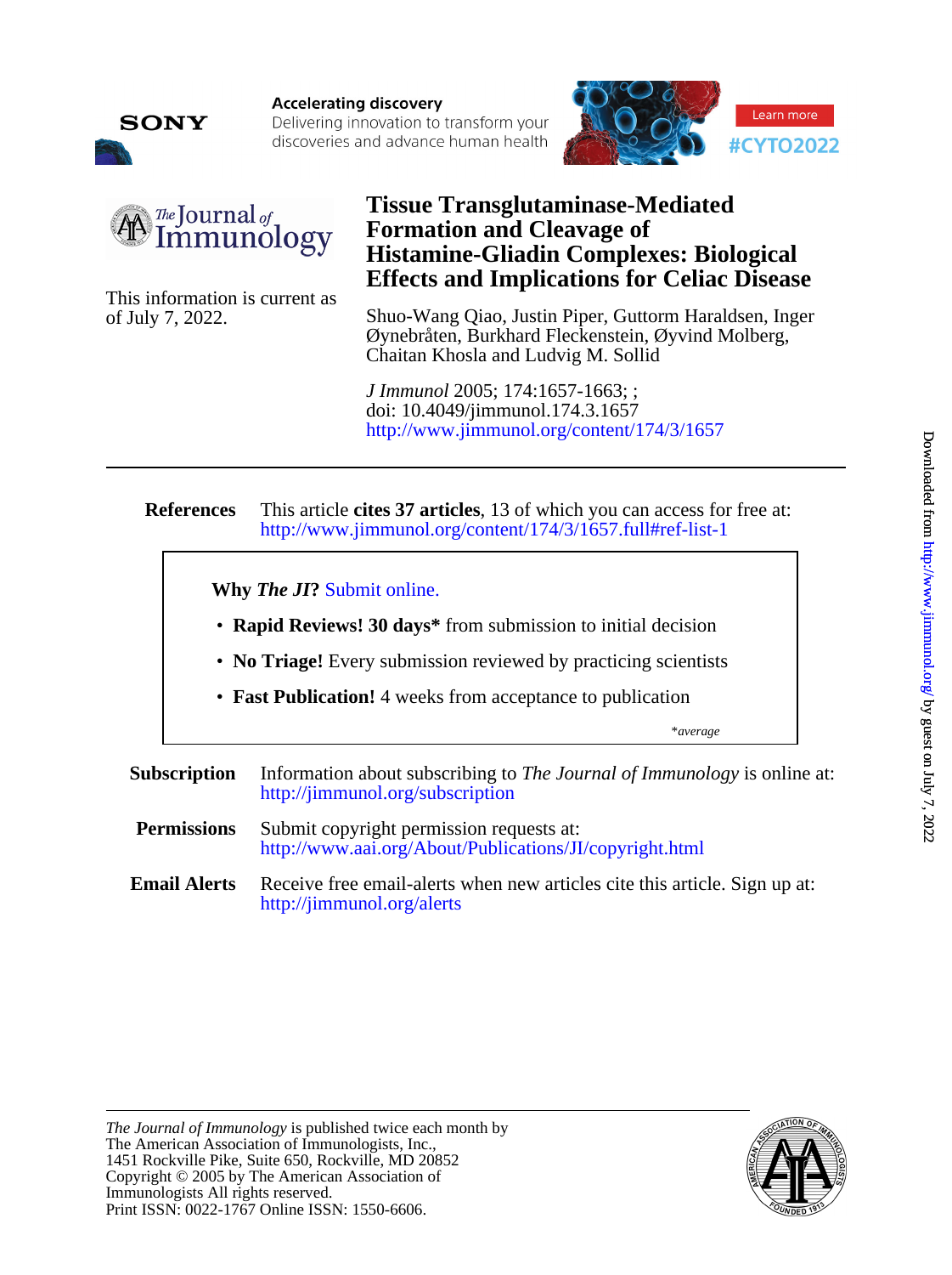# Tissue Transglutaminase-Mediated Formation and Cleavage of Histamine-Gliadin Complexes: Biological Effects and Implications for Celiac Disease

This information is current as of July 7, 2022.

Shuo-Wang Qiao, Justin Piper, Guttorm Haraldsen, Inger Øynebråten, Burkhard Fleckenstein, Øyvind Molberg, Chaitan Khosla and Ludvig M. Sollid

*J Immunol* 2005; 174:1657-1663; ;
doi: 10.4049/jimmunol.174.3.1657
http://www.jimmunol.org/content/174/3/1657

---

**References** This article **cites 37 articles**, 13 of which you can access for free at: http://www.jimmunol.org/content/174/3/1657.full#ref-list-1

**Why *The JI*?** Submit online.

- **Rapid Reviews! 30 days*** from submission to initial decision
- **No Triage!** Every submission reviewed by practicing scientists
- **Fast Publication!** 4 weeks from acceptance to publication

*\*average*

**Subscription** Information about subscribing to *The Journal of Immunology* is online at: http://jimmunol.org/subscription

**Permissions** Submit copyright permission requests at: http://www.aai.org/About/Publications/JI/copyright.html

**Email Alerts** Receive free email-alerts when new articles cite this article. Sign up at: http://jimmunol.org/alerts

*The Journal of Immunology* is published twice each month by
The American Association of Immunologists, Inc.,
1451 Rockville Pike, Suite 650, Rockville, MD 20852
Copyright © 2005 by The American Association of Immunologists All rights reserved.
Print ISSN: 0022-1767 Online ISSN: 1550-6606.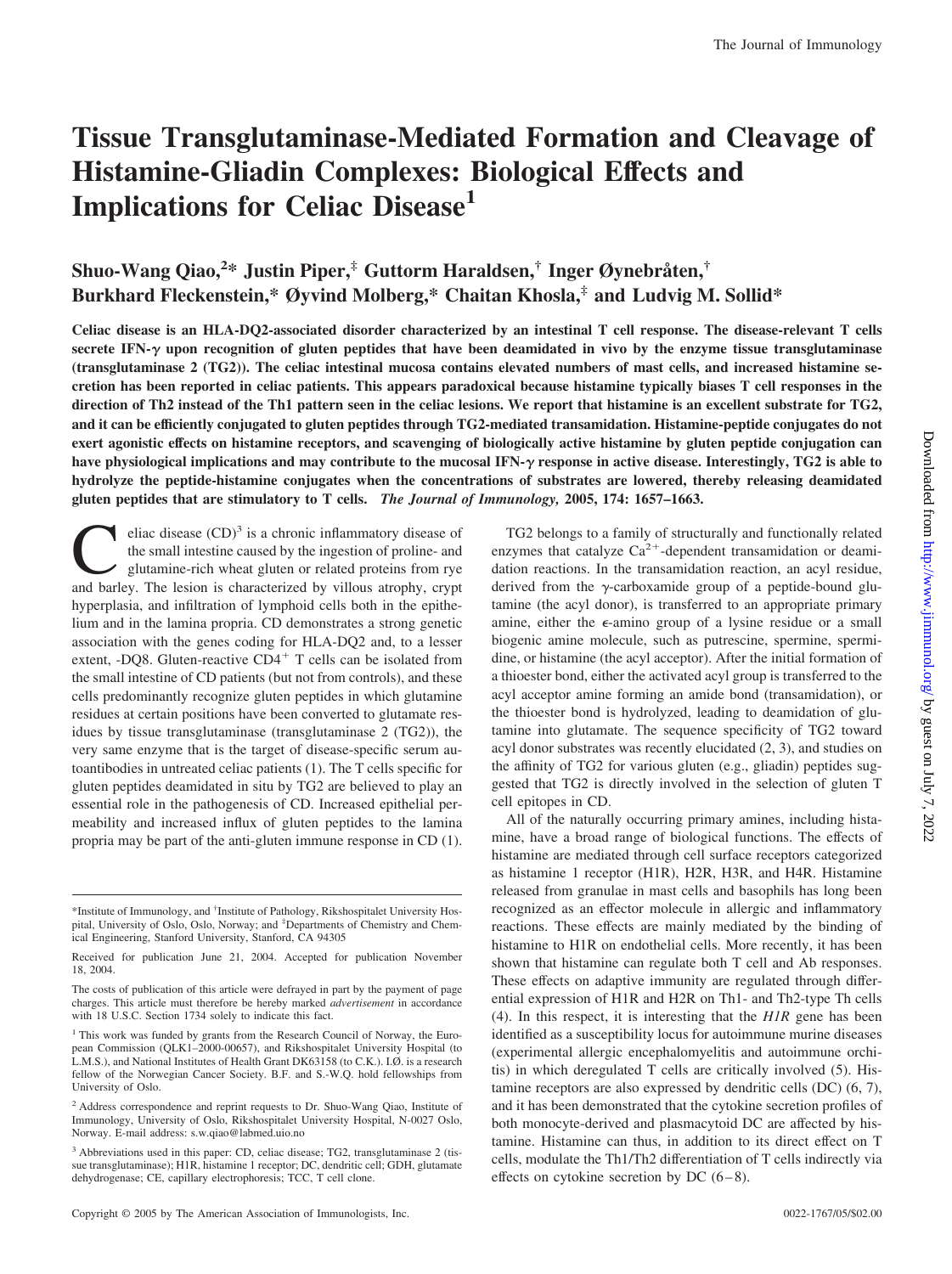# Tissue Transglutaminase-Mediated Formation and Cleavage of Histamine-Gliadin Complexes: Biological Effects and Implications for Celiac Disease[1]

**Shuo-Wang Qiao,[2]* Justin Piper,[‡] Guttorm Haraldsen,[†] Inger Øynebråten,[†] Burkhard Fleckenstein,* Øyvind Molberg,* Chaitan Khosla,[‡] and Ludvig M. Sollid***

**Celiac disease is an HLA-DQ2-associated disorder characterized by an intestinal T cell response. The disease-relevant T cells secrete IFN-γ upon recognition of gluten peptides that have been deamidated in vivo by the enzyme tissue transglutaminase (transglutaminase 2 (TG2)). The celiac intestinal mucosa contains elevated numbers of mast cells, and increased histamine secretion has been reported in celiac patients. This appears paradoxical because histamine typically biases T cell responses in the direction of Th2 instead of the Th1 pattern seen in the celiac lesions. We report that histamine is an excellent substrate for TG2, and it can be efficiently conjugated to gluten peptides through TG2-mediated transamidation. Histamine-peptide conjugates do not exert agonistic effects on histamine receptors, and scavenging of biologically active histamine by gluten peptide conjugation can have physiological implications and may contribute to the mucosal IFN-γ response in active disease. Interestingly, TG2 is able to hydrolyze the peptide-histamine conjugates when the concentrations of substrates are lowered, thereby releasing deamidated gluten peptides that are stimulatory to T cells.** ***The Journal of Immunology,*** **2005, 174: 1657–1663.**

Celiac disease (CD)[3] is a chronic inflammatory disease of the small intestine caused by the ingestion of proline- and glutamine-rich wheat gluten or related proteins from rye and barley. The lesion is characterized by villous atrophy, crypt hyperplasia, and infiltration of lymphoid cells both in the epithelium and in the lamina propria. CD demonstrates a strong genetic association with the genes coding for HLA-DQ2 and, to a lesser extent, -DQ8. Gluten-reactive $CD4^+$ T cells can be isolated from the small intestine of CD patients (but not from controls), and these cells predominantly recognize gluten peptides in which glutamine residues at certain positions have been converted to glutamate residues by tissue transglutaminase (transglutaminase 2 (TG2)), the very same enzyme that is the target of disease-specific serum autoantibodies in untreated celiac patients (1). The T cells specific for gluten peptides deamidated in situ by TG2 are believed to play an essential role in the pathogenesis of CD. Increased epithelial permeability and increased influx of gluten peptides to the lamina propria may be part of the anti-gluten immune response in CD (1).

TG2 belongs to a family of structurally and functionally related enzymes that catalyze $Ca^{2+}$-dependent transamidation or deamidation reactions. In the transamidation reaction, an acyl residue, derived from the γ-carboxamide group of a peptide-bound glutamine (the acyl donor), is transferred to an appropriate primary amine, either the ε-amino group of a lysine residue or a small biogenic amine molecule, such as putrescine, spermine, spermidine, or histamine (the acyl acceptor). After the initial formation of a thioester bond, either the activated acyl group is transferred to the acyl acceptor amine forming an amide bond (transamidation), or the thioester bond is hydrolyzed, leading to deamidation of glutamine into glutamate. The sequence specificity of TG2 toward acyl donor substrates was recently elucidated (2, 3), and studies on the affinity of TG2 for various gluten (e.g., gliadin) peptides suggested that TG2 is directly involved in the selection of gluten T cell epitopes in CD.

All of the naturally occurring primary amines, including histamine, have a broad range of biological functions. The effects of histamine are mediated through cell surface receptors categorized as histamine 1 receptor (H1R), H2R, H3R, and H4R. Histamine released from granulae in mast cells and basophils has long been recognized as an effector molecule in allergic and inflammatory reactions. These effects are mainly mediated by the binding of histamine to H1R on endothelial cells. More recently, it has been shown that histamine can regulate both T cell and Ab responses. These effects on adaptive immunity are regulated through differential expression of H1R and H2R on Th1- and Th2-type Th cells (4). In this respect, it is interesting that the *H1R* gene has been identified as a susceptibility locus for autoimmune murine diseases (experimental allergic encephalomyelitis and autoimmune orchitis) in which deregulated T cells are critically involved (5). Histamine receptors are also expressed by dendritic cells (DC) (6, 7), and it has been demonstrated that the cytokine secretion profiles of both monocyte-derived and plasmacytoid DC are affected by histamine. Histamine can thus, in addition to its direct effect on T cells, modulate the Th1/Th2 differentiation of T cells indirectly via effects on cytokine secretion by DC (6–8).

---

*Institute of Immunology, and [†]Institute of Pathology, Rikshospitalet University Hospital, University of Oslo, Oslo, Norway; and [‡]Departments of Chemistry and Chemical Engineering, Stanford University, Stanford, CA 94305

Received for publication June 21, 2004. Accepted for publication November 18, 2004.

The costs of publication of this article were defrayed in part by the payment of page charges. This article must therefore be hereby marked *advertisement* in accordance with 18 U.S.C. Section 1734 solely to indicate this fact.

[1] This work was funded by grants from the Research Council of Norway, the European Commission (QLK1–2000-00657), and Rikshospitalet University Hospital (to L.M.S.), and National Institutes of Health Grant DK63158 (to C.K.). I.Ø. is a research fellow of the Norwegian Cancer Society. B.F. and S.-W.Q. hold fellowships from University of Oslo.

[2] Address correspondence and reprint requests to Dr. Shuo-Wang Qiao, Institute of Immunology, University of Oslo, Rikshospitalet University Hospital, N-0027 Oslo, Norway. E-mail address: s.w.qiao@labmed.uio.no

[3] Abbreviations used in this paper: CD, celiac disease; TG2, transglutaminase 2 (tissue transglutaminase); H1R, histamine 1 receptor; DC, dendritic cell; GDH, glutamate dehydrogenase; CE, capillary electrophoresis; TCC, T cell clone.

Copyright © 2005 by The American Association of Immunologists, Inc. 0022-1767/05/$02.00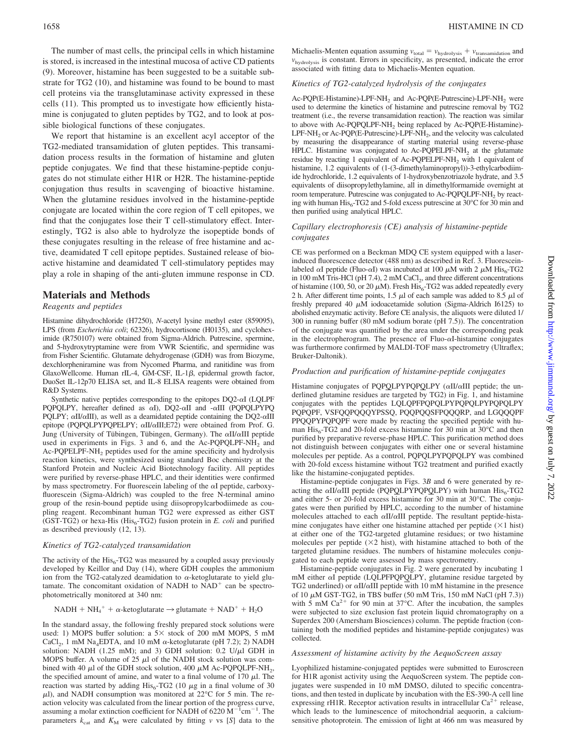The number of mast cells, the principal cells in which histamine is stored, is increased in the intestinal mucosa of active CD patients (9). Moreover, histamine has been suggested to be a suitable substrate for TG2 (10), and histamine was found to be bound to mast cell proteins via the transglutaminase activity expressed in these cells (11). This prompted us to investigate how efficiently histamine is conjugated to gluten peptides by TG2, and to look at possible biological functions of these conjugates.

We report that histamine is an excellent acyl acceptor of the TG2-mediated transamidation of gluten peptides. This transamidation process results in the formation of histamine and gluten peptide conjugates. We find that these histamine-peptide conjugates do not stimulate either H1R or H2R. The histamine-peptide conjugation thus results in scavenging of bioactive histamine. When the glutamine residues involved in the histamine-peptide conjugate are located within the core region of T cell epitopes, we find that the conjugates lose their T cell-stimulatory effect. Interestingly, TG2 is also able to hydrolyze the isopeptide bonds of these conjugates resulting in the release of free histamine and active, deamidated T cell epitope peptides. Sustained release of bioactive histamine and deamidated T cell-stimulatory peptides may play a role in shaping of the anti-gluten immune response in CD.

## Materials and Methods

### *Reagents and peptides*

Histamine dihydrochloride (H7250), *N*-acetyl lysine methyl ester (859095), LPS (from *Escherichia coli*; 62326), hydrocortisone (H0135), and cycloheximide (R750107) were obtained from Sigma-Aldrich. Putrescine, spermine, and 5-hydroxytryptamine were from VWR Scientific, and spermidine was from Fisher Scientific. Glutamate dehydrogenase (GDH) was from Biozyme, dexchlorpheniramine was from Nycomed Pharma, and ranitidine was from GlaxoWellcome. Human rIL-4, GM-CSF, IL-1$\beta$, epidermal growth factor, DuoSet IL-12p70 ELISA set, and IL-8 ELISA reagents were obtained from R&D Systems.

Synthetic native peptides corresponding to the epitopes DQ2-$\alpha$I (LQLPF PQPQLPY, hereafter defined as $\alpha$I), DQ2-$\alpha$II and -$\alpha$III (PQPQLPYPQ PQLPY; $\alpha$II/$\alpha$III), as well as a deamidated peptide containing the DQ2-$\alpha$III epitope (PQPQLPYPQPELPY; $\alpha$II/$\alpha$III;E72) were obtained from Prof. G. Jung (University of Tübingen, Tübingen, Germany). The $\alpha$II/$\alpha$III peptide used in experiments in Figs. 3 and 6, and the Ac-PQPQLPF-$NH_2$ and Ac-PQPELPF-$NH_2$ peptides used for the amine specificity and hydrolysis reaction kinetics, were synthesized using standard Boc chemistry at the Stanford Protein and Nucleic Acid Biotechnology facility. All peptides were purified by reverse-phase HPLC, and their identities were confirmed by mass spectrometry. For fluorescein labeling of the $\alpha$I peptide, carboxyfluorescein (Sigma-Aldrich) was coupled to the free N-terminal amino group of the resin-bound peptide using diisopropylcarbodiimede as coupling reagent. Recombinant human TG2 were expressed as either GST (GST-TG2) or hexa-His (His$_6$-TG2) fusion protein in *E. coli* and purified as described previously (12, 13).

### *Kinetics of TG2-catalyzed transamidation*

The activity of the His$_6$-TG2 was measured by a coupled assay previously developed by Keillor and Day (14), where GDH couples the ammonium ion from the TG2-catalyzed deamidation to $\alpha$-ketoglutarate to yield glutamate. The concomitant oxidation of NADH to $NAD^+$ can be spectrophotometrically monitored at 340 nm:

$$NADH + NH_4^+ + \alpha\text{-ketoglutarate} \rightarrow \text{glutamate} + NAD^+ + H_2O$$

In the standard assay, the following freshly prepared stock solutions were used: 1) MOPS buffer solution: a 5× stock of 200 mM MOPS, 5 mM $CaCl_2$, 1 mM $Na_4EDTA$, and 10 mM $\alpha$-ketoglutarate (pH 7.2); 2) NADH solution: NADH (1.25 mM); and 3) GDH solution: 0.2 U/$\mu$l GDH in MOPS buffer. A volume of 25 $\mu$l of the NADH stock solution was combined with 40 $\mu$l of the GDH stock solution, 400 $\mu$M Ac-PQPQLPF-$NH_2$, the specified amount of amine, and water to a final volume of 170 $\mu$l. The reaction was started by adding His$_6$-TG2 (10 $\mu$g in a final volume of 30 $\mu$l), and NADH consumption was monitored at 22°C for 5 min. The reaction velocity was calculated from the linear portion of the progress curve, assuming a molar extinction coefficient for NADH of 6220 $M^{-1}cm^{-1}$. The parameters $k_{cat}$ and $K_M$ were calculated by fitting $v$ vs $[S]$ data to the Michaelis-Menten equation assuming $v_{total} = v_{hydrolysis} + v_{transamidation}$ and $v_{hydrolysis}$ is constant. Errors in specificity, as presented, indicate the error associated with fitting data to Michaelis-Menten equation.

### *Kinetics of TG2-catalyzed hydrolysis of the conjugates*

Ac-PQP(E-Histamine)-LPF-$NH_2$ and Ac-PQP(E-Putrescine)-LPF-$NH_2$ were used to determine the kinetics of histamine and putrescine removal by TG2 treatment (i.e., the reverse transamidation reaction). The reaction was similar to above with Ac-PQPQLPF-$NH_2$ being replaced by Ac-PQP(E-Histamine)-LPF-$NH_2$ or Ac-PQP(E-Putrescine)-LPF-$NH_2$, and the velocity was calculated by measuring the disappearance of starting material using reverse-phase HPLC. Histamine was conjugated to Ac-PQPELPF-$NH_2$ at the glutamate residue by reacting 1 equivalent of Ac-PQPELPF-$NH_2$ with 1 equivalent of histamine, 1.2 equivalents of (1-(3-dimethylaminopropyl))-3-ethylcarbodiimide hydrochloride, 1.2 equivalents of 1-hydroxybenzotriazole hydrate, and 3.5 equivalents of diisopropylethylamine, all in dimethylformamide overnight at room temperature. Putrescine was conjugated to Ac-PQPQLPF-$NH_2$ by reacting with human His$_6$-TG2 and 5-fold excess putrescine at 30°C for 30 min and then purified using analytical HPLC.

### *Capillary electrophoresis (CE) analysis of histamine-peptide conjugates*

CE was performed on a Beckman MDQ CE system equipped with a laser-induced fluorescence detector (488 nm) as described in Ref. 3. Fluorescein-labeled $\alpha$I peptide (Fluo-$\alpha$I) was incubated at 100 $\mu$M with 2 $\mu$M His$_6$-TG2 in 100 mM Tris-HCl (pH 7.4), 2 mM $CaCl_2$, and three different concentrations of histamine (100, 50, or 20 $\mu$M). Fresh His$_6$-TG2 was added repeatedly every 2 h. After different time points, 1.5 $\mu$l of each sample was added to 8.5 $\mu$l of freshly prepared 40 $\mu$M iodoacetamide solution (Sigma-Aldrich I6125) to abolished enzymatic activity. Before CE analysis, the aliquots were diluted 1/300 in running buffer (80 mM sodium borate (pH 7.5)). The concentration of the conjugate was quantified by the area under the corresponding peak in the electropherogram. The presence of Fluo-$\alpha$I-histamine conjugates was furthermore confirmed by MALDI-TOF mass spectrometry (Ultraflex; Bruker-Daltonik).

### *Production and purification of histamine-peptide conjugates*

Histamine conjugates of PQPQLPYPQPQLPY ($\alpha$II/$\alpha$III peptide; the underlined glutamine residues are targeted by TG2) in Fig. 1, and histamine conjugates with the peptides LQLQPFPQPQLPYPQPQLPYPQPQLPY PQPQPF, VSFQQPQQQYPSSQ, PQQPQQSFPQQQRP, and LGQQQPF PPQQPYPQPQPF were made by reacting the specified peptide with human His$_6$-TG2 and 20-fold excess histamine for 30 min at 30°C and then purified by preparative reverse-phase HPLC. This purification method does not distinguish between conjugates with either one or several histamine molecules per peptide. As a control, PQPQLPYPQPQLPY was combined with 20-fold excess histamine without TG2 treatment and purified exactly like the histamine-conjugated peptides.

Histamine-peptide conjugates in Figs. 3*B* and 6 were generated by reacting the $\alpha$II/$\alpha$III peptide (PQPQLPYPQPQLPY) with human His$_6$-TG2 and either 5- or 20-fold excess histamine for 30 min at 30°C. The conjugates were then purified by HPLC, according to the number of histamine molecules attached to each $\alpha$II/$\alpha$III peptide. The resultant peptide-histamine conjugates have either one histamine attached per peptide (×1 hist) at either one of the TG2-targeted glutamine residues; or two histamine molecules per peptide (×2 hist), with histamine attached to both of the targeted glutamine residues. The numbers of histamine molecules conjugated to each peptide were assessed by mass spectrometry.

Histamine-peptide conjugates in Fig. 2 were generated by incubating 1 mM either $\alpha$I peptide (LQLPFPQPQLPY, glutamine residue targeted by TG2 underlined) or $\alpha$II/$\alpha$III peptide with 10 mM histamine in the presence of 10 $\mu$M GST-TG2, in TBS buffer (50 mM Tris, 150 mM NaCl (pH 7.3)) with 5 mM $Ca^{2+}$ for 90 min at 37°C. After the incubation, the samples were subjected to size exclusion fast protein liquid chromatography on a Superdex 200 (Amersham Biosciences) column. The peptide fraction (containing both the modified peptides and histamine-peptide conjugates) was collected.

### *Assessment of histamine activity by the AequoScreen assay*

Lyophilized histamine-conjugated peptides were submitted to Euroscreen for H1R agonist activity using the AequoScreen system. The peptide conjugates were suspended in 10 mM DMSO, diluted to specific concentrations, and then tested in duplicate by incubation with the ES-390-A cell line expressing rH1R. Receptor activation results in intracellular $Ca^{2+}$ release, which leads to the luminescence of mitochondrial aequorin, a calcium-sensitive photoprotein. The emission of light at 466 nm was measured by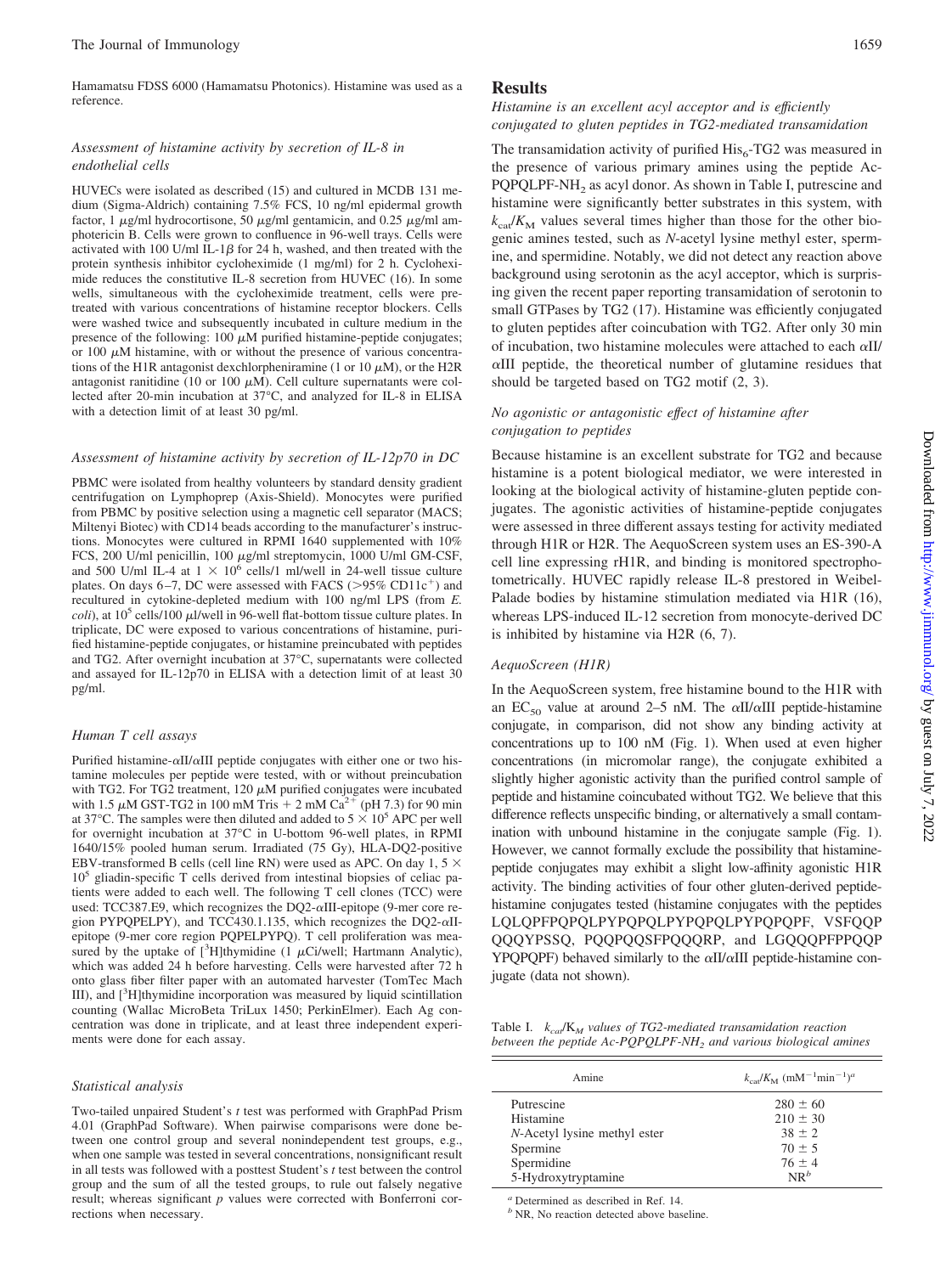Hamamatsu FDSS 6000 (Hamamatsu Photonics). Histamine was used as a reference.

### *Assessment of histamine activity by secretion of IL-8 in endothelial cells*

HUVECs were isolated as described (15) and cultured in MCDB 131 medium (Sigma-Aldrich) containing 7.5% FCS, 10 ng/ml epidermal growth factor, 1 μg/ml hydrocortisone, 50 μg/ml gentamicin, and 0.25 μg/ml amphotericin B. Cells were grown to confluence in 96-well trays. Cells were activated with 100 U/ml IL-1β for 24 h, washed, and then treated with the protein synthesis inhibitor cycloheximide (1 mg/ml) for 2 h. Cycloheximide reduces the constitutive IL-8 secretion from HUVEC (16). In some wells, simultaneous with the cycloheximide treatment, cells were pretreated with various concentrations of histamine receptor blockers. Cells were washed twice and subsequently incubated in culture medium in the presence of the following: 100 μM purified histamine-peptide conjugates; or 100 μM histamine, with or without the presence of various concentrations of the H1R antagonist dexchlorpheniramine (1 or 10 μM), or the H2R antagonist ranitidine (10 or 100 μM). Cell culture supernatants were collected after 20-min incubation at 37°C, and analyzed for IL-8 in ELISA with a detection limit of at least 30 pg/ml.

### *Assessment of histamine activity by secretion of IL-12p70 in DC*

PBMC were isolated from healthy volunteers by standard density gradient centrifugation on Lymphoprep (Axis-Shield). Monocytes were purified from PBMC by positive selection using a magnetic cell separator (MACS; Miltenyi Biotec) with CD14 beads according to the manufacturer's instructions. Monocytes were cultured in RPMI 1640 supplemented with 10% FCS, 200 U/ml penicillin, 100 μg/ml streptomycin, 1000 U/ml GM-CSF, and 500 U/ml IL-4 at $1 \times 10^6$ cells/1 ml/well in 24-well tissue culture plates. On days 6–7, DC were assessed with FACS (>95% $CD11c^+$) and recultured in cytokine-depleted medium with 100 ng/ml LPS (from *E. coli*), at $10^5$ cells/100 μl/well in 96-well flat-bottom tissue culture plates. In triplicate, DC were exposed to various concentrations of histamine, purified histamine-peptide conjugates, or histamine preincubated with peptides and TG2. After overnight incubation at 37°C, supernatants were collected and assayed for IL-12p70 in ELISA with a detection limit of at least 30 pg/ml.

### *Human T cell assays*

Purified histamine-αII/αIII peptide conjugates with either one or two histamine molecules per peptide were tested, with or without preincubation with TG2. For TG2 treatment, 120 μM purified conjugates were incubated with 1.5 μM GST-TG2 in 100 mM Tris + 2 mM $Ca^{2+}$ (pH 7.3) for 90 min at 37°C. The samples were then diluted and added to $5 \times 10^5$ APC per well for overnight incubation at 37°C in U-bottom 96-well plates, in RPMI 1640/15% pooled human serum. Irradiated (75 Gy), HLA-DQ2-positive EBV-transformed B cells (cell line RN) were used as APC. On day 1, $5 \times 10^5$ gliadin-specific T cells derived from intestinal biopsies of celiac patients were added to each well. The following T cell clones (TCC) were used: TCC387.E9, which recognizes the DQ2-αIII-epitope (9-mer core region PYPQPELPY), and TCC430.1.135, which recognizes the DQ2-αII-epitope (9-mer core region PQPELPYPQ). T cell proliferation was measured by the uptake of [$^3$H]thymidine (1 μCi/well; Hartmann Analytic), which was added 24 h before harvesting. Cells were harvested after 72 h onto glass fiber filter paper with an automated harvester (TomTec Mach III), and [$^3$H]thymidine incorporation was measured by liquid scintillation counting (Wallac MicroBeta TriLux 1450; PerkinElmer). Each Ag concentration was done in triplicate, and at least three independent experiments were done for each assay.

### *Statistical analysis*

Two-tailed unpaired Student's *t* test was performed with GraphPad Prism 4.01 (GraphPad Software). When pairwise comparisons were done between one control group and several nonindependent test groups, e.g., when one sample was tested in several concentrations, nonsignificant result in all tests was followed with a posttest Student's *t* test between the control group and the sum of all the tested groups, to rule out falsely negative result; whereas significant *p* values were corrected with Bonferroni corrections when necessary.

## Results

### *Histamine is an excellent acyl acceptor and is efficiently conjugated to gluten peptides in TG2-mediated transamidation*

The transamidation activity of purified $His_6$-TG2 was measured in the presence of various primary amines using the peptide Ac-PQPQLPF-$NH_2$ as acyl donor. As shown in Table I, putrescine and histamine were significantly better substrates in this system, with $k_{cat}/K_M$ values several times higher than those for the other biogenic amines tested, such as *N*-acetyl lysine methyl ester, spermine, and spermidine. Notably, we did not detect any reaction above background using serotonin as the acyl acceptor, which is surprising given the recent paper reporting transamidation of serotonin to small GTPases by TG2 (17). Histamine was efficiently conjugated to gluten peptides after coincubation with TG2. After only 30 min of incubation, two histamine molecules were attached to each αII/αIII peptide, the theoretical number of glutamine residues that should be targeted based on TG2 motif (2, 3).

### *No agonistic or antagonistic effect of histamine after conjugation to peptides*

Because histamine is an excellent substrate for TG2 and because histamine is a potent biological mediator, we were interested in looking at the biological activity of histamine-gluten peptide conjugates. The agonistic activities of histamine-peptide conjugates were assessed in three different assays testing for activity mediated through H1R or H2R. The AequoScreen system uses an ES-390-A cell line expressing rH1R, and binding is monitored spectrophotometrically. HUVEC rapidly release IL-8 prestored in Weibel-Palade bodies by histamine stimulation mediated via H1R (16), whereas LPS-induced IL-12 secretion from monocyte-derived DC is inhibited by histamine via H2R (6, 7).

### *AequoScreen (H1R)*

In the AequoScreen system, free histamine bound to the H1R with an $EC_{50}$ value at around 2–5 nM. The αII/αIII peptide-histamine conjugate, in comparison, did not show any binding activity at concentrations up to 100 nM (Fig. 1). When used at even higher concentrations (in micromolar range), the conjugate exhibited a slightly higher agonistic activity than the purified control sample of peptide and histamine coincubated without TG2. We believe that this difference reflects unspecific binding, or alternatively a small contamination with unbound histamine in the conjugate sample (Fig. 1). However, we cannot formally exclude the possibility that histamine-peptide conjugates may exhibit a slight low-affinity agonistic H1R activity. The binding activities of four other gluten-derived peptide-histamine conjugates tested (histamine conjugates with the peptides LQLQPFPQPQLPYPQPQLPYPQPQLPYPQPQPF, VSFQQPQQQYPSSQ, PQQPQQSFPQQQRP, and LGQQQPFPPQQPYPQPQPF) behaved similarly to the αII/αIII peptide-histamine conjugate (data not shown).

Table I. $k_{cat}/K_M$ *values of TG2-mediated transamidation reaction between the peptide Ac-PQPQLPF-$NH_2$ and various biological amines*

| Amine | $k_{cat}/K_M$ ($mM^{-1}min^{-1}$)[a] |
|---|---|
| Putrescine | 280 ± 60 |
| Histamine | 210 ± 30 |
| *N*-Acetyl lysine methyl ester | 38 ± 2 |
| Spermine | 70 ± 5 |
| Spermidine | 76 ± 4 |
| 5-Hydroxytryptamine | NR[b] |

[a] Determined as described in Ref. 14.

[b] NR, No reaction detected above baseline.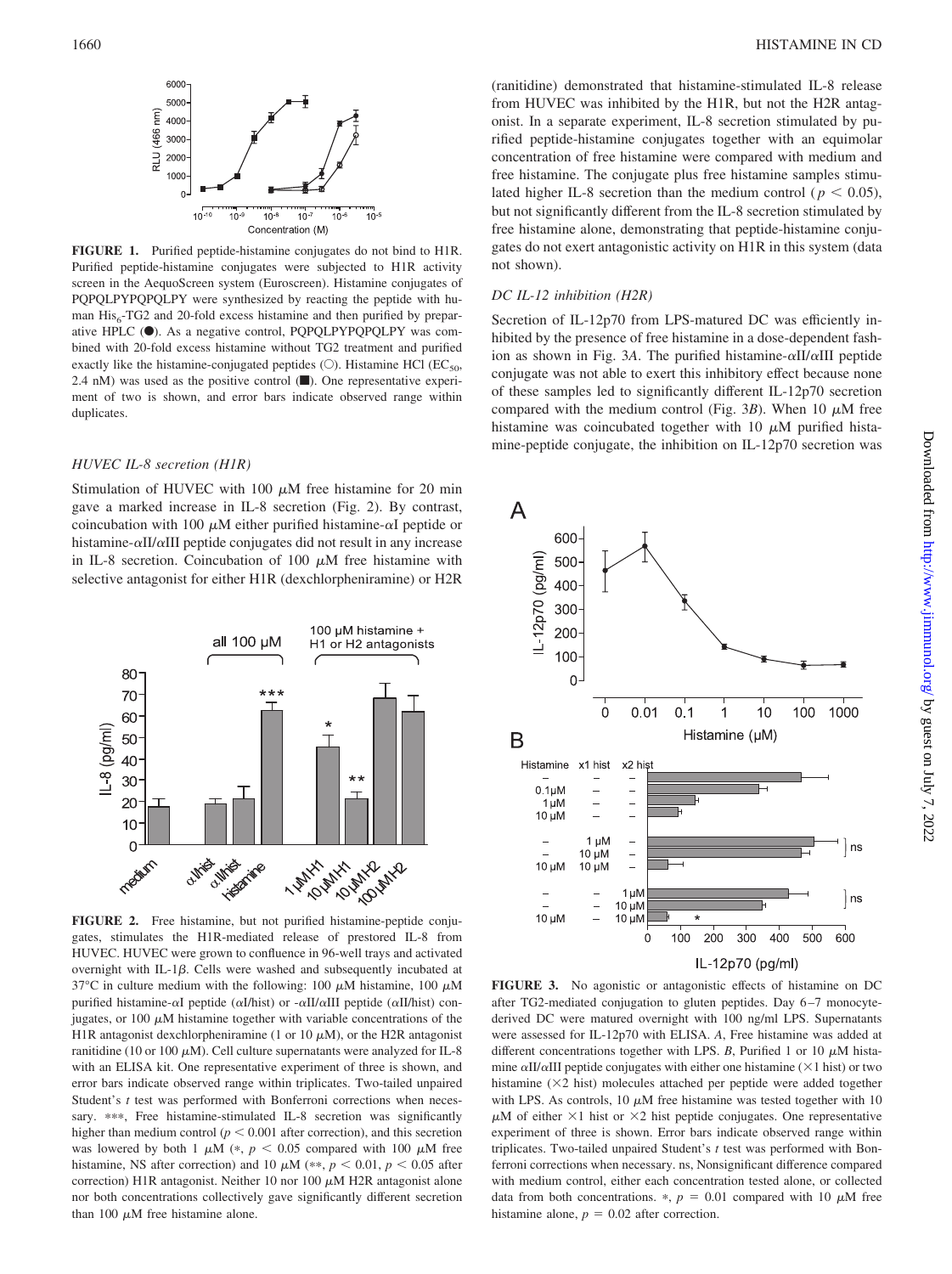**FIGURE 1.** Purified peptide-histamine conjugates do not bind to H1R. Purified peptide-histamine conjugates were subjected to H1R activity screen in the AequoScreen system (Euroscreen). Histamine conjugates of PQPQLPYPQPQLPY were synthesized by reacting the peptide with human $His_6$-TG2 and 20-fold excess histamine and then purified by preparative HPLC (●). As a negative control, PQPQLPYPQPQLPY was combined with 20-fold excess histamine without TG2 treatment and purified exactly like the histamine-conjugated peptides (○). Histamine HCl ($EC_{50}$, 2.4 nM) was used as the positive control (■). One representative experiment of two is shown, and error bars indicate observed range within duplicates.

### HUVEC IL-8 secretion (H1R)

Stimulation of HUVEC with 100 μM free histamine for 20 min gave a marked increase in IL-8 secretion (Fig. 2). By contrast, coincubation with 100 μM either purified histamine-αI peptide or histamine-αII/αIII peptide conjugates did not result in any increase in IL-8 secretion. Coincubation of 100 μM free histamine with selective antagonist for either H1R (dexchlorpheniramine) or H2R (ranitidine) demonstrated that histamine-stimulated IL-8 release from HUVEC was inhibited by the H1R, but not the H2R antagonist. In a separate experiment, IL-8 secretion stimulated by purified peptide-histamine conjugates together with an equimolar concentration of free histamine were compared with medium and free histamine. The conjugate plus free histamine samples stimulated higher IL-8 secretion than the medium control ($p < 0.05$), but not significantly different from the IL-8 secretion stimulated by free histamine alone, demonstrating that peptide-histamine conjugates do not exert antagonistic activity on H1R in this system (data not shown).

**FIGURE 2.** Free histamine, but not purified histamine-peptide conjugates, stimulates the H1R-mediated release of prestored IL-8 from HUVEC. HUVEC were grown to confluence in 96-well trays and activated overnight with IL-1β. Cells were washed and subsequently incubated at 37°C in culture medium with the following: 100 μM histamine, 100 μM purified histamine-αI peptide (αI/hist) or -αII/αIII peptide (αII/hist) conjugates, or 100 μM histamine together with variable concentrations of the H1R antagonist dexchlorpheniramine (1 or 10 μM), or the H2R antagonist ranitidine (10 or 100 μM). Cell culture supernatants were analyzed for IL-8 with an ELISA kit. One representative experiment of three is shown, and error bars indicate observed range within triplicates. Two-tailed unpaired Student's *t* test was performed with Bonferroni corrections when necessary. ***, Free histamine-stimulated IL-8 secretion was significantly higher than medium control ($p < 0.001$ after correction), and this secretion was lowered by both 1 μM (*, $p < 0.05$ compared with 100 μM free histamine, NS after correction) and 10 μM (**, $p < 0.01$, $p < 0.05$ after correction) H1R antagonist. Neither 10 nor 100 μM H2R antagonist alone nor both concentrations collectively gave significantly different secretion than 100 μM free histamine alone.

### DC IL-12 inhibition (H2R)

Secretion of IL-12p70 from LPS-matured DC was efficiently inhibited by the presence of free histamine in a dose-dependent fashion as shown in Fig. 3*A*. The purified histamine-αII/αIII peptide conjugate was not able to exert this inhibitory effect because none of these samples led to significantly different IL-12p70 secretion compared with the medium control (Fig. 3*B*). When 10 μM free histamine was coincubated together with 10 μM purified histamine-peptide conjugate, the inhibition on IL-12p70 secretion was

**FIGURE 3.** No agonistic or antagonistic effects of histamine on DC after TG2-mediated conjugation to gluten peptides. Day 6–7 monocyte-derived DC were matured overnight with 100 ng/ml LPS. Supernatants were assessed for IL-12p70 with ELISA. *A*, Free histamine was added at different concentrations together with LPS. *B*, Purified 1 or 10 μM histamine αII/αIII peptide conjugates with either one histamine (×1 hist) or two histamine (×2 hist) molecules attached per peptide were added together with LPS. As controls, 10 μM free histamine was tested together with 10 μM of either ×1 hist or ×2 hist peptide conjugates. One representative experiment of three is shown. Error bars indicate observed range within triplicates. Two-tailed unpaired Student's *t* test was performed with Bonferroni corrections when necessary. ns, Nonsignificant difference compared with medium control, either each concentration tested alone, or collected data from both concentrations. *, $p = 0.01$ compared with 10 μM free histamine alone, $p = 0.02$ after correction.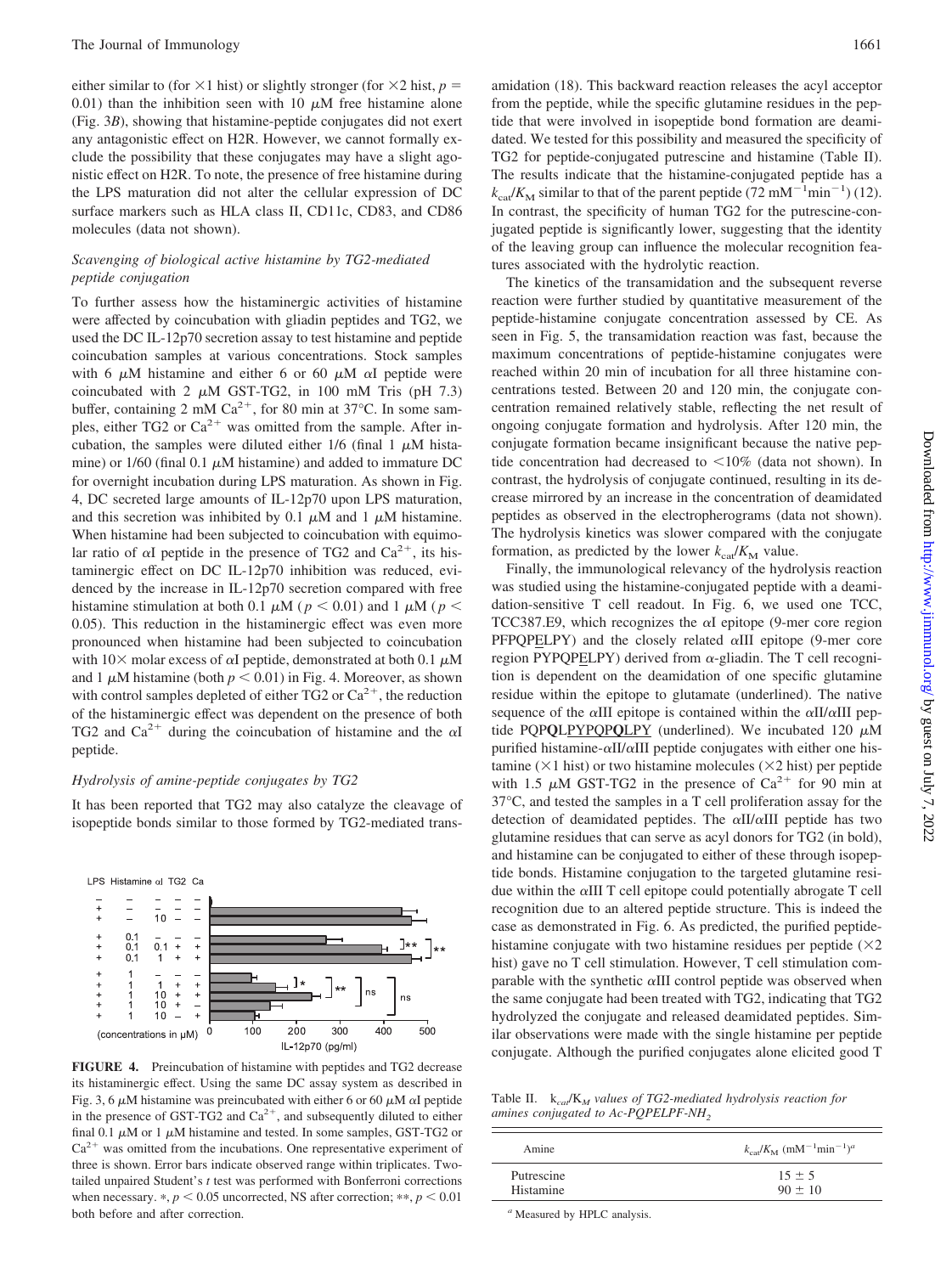either similar to (for ×1 hist) or slightly stronger (for ×2 hist, $p = 0.01$) than the inhibition seen with 10 μM free histamine alone (Fig. 3*B*), showing that histamine-peptide conjugates did not exert any antagonistic effect on H2R. However, we cannot formally exclude the possibility that these conjugates may have a slight agonistic effect on H2R. To note, the presence of free histamine during the LPS maturation did not alter the cellular expression of DC surface markers such as HLA class II, CD11c, CD83, and CD86 molecules (data not shown).

### *Scavenging of biological active histamine by TG2-mediated peptide conjugation*

To further assess how the histaminergic activities of histamine were affected by coincubation with gliadin peptides and TG2, we used the DC IL-12p70 secretion assay to test histamine and peptide coincubation samples at various concentrations. Stock samples with 6 μM histamine and either 6 or 60 μM αI peptide were coincubated with 2 μM GST-TG2, in 100 mM Tris (pH 7.3) buffer, containing 2 mM $Ca^{2+}$, for 80 min at 37°C. In some samples, either TG2 or $Ca^{2+}$ was omitted from the sample. After incubation, the samples were diluted either 1/6 (final 1 μM histamine) or 1/60 (final 0.1 μM histamine) and added to immature DC for overnight incubation during LPS maturation. As shown in Fig. 4, DC secreted large amounts of IL-12p70 upon LPS maturation, and this secretion was inhibited by 0.1 μM and 1 μM histamine. When histamine had been subjected to coincubation with equimolar ratio of αI peptide in the presence of TG2 and $Ca^{2+}$, its histaminergic effect on DC IL-12p70 inhibition was reduced, evidenced by the increase in IL-12p70 secretion compared with free histamine stimulation at both 0.1 μM ($p < 0.01$) and 1 μM ($p < 0.05$). This reduction in the histaminergic effect was even more pronounced when histamine had been subjected to coincubation with 10× molar excess of αI peptide, demonstrated at both 0.1 μM and 1 μM histamine (both $p < 0.01$) in Fig. 4. Moreover, as shown with control samples depleted of either TG2 or $Ca^{2+}$, the reduction of the histaminergic effect was dependent on the presence of both TG2 and $Ca^{2+}$ during the coincubation of histamine and the αI peptide.

### *Hydrolysis of amine-peptide conjugates by TG2*

It has been reported that TG2 may also catalyze the cleavage of isopeptide bonds similar to those formed by TG2-mediated transamidation (18). This backward reaction releases the acyl acceptor from the peptide, while the specific glutamine residues in the peptide that were involved in isopeptide bond formation are deamidated. We tested for this possibility and measured the specificity of TG2 for peptide-conjugated putrescine and histamine (Table II). The results indicate that the histamine-conjugated peptide has a $k_{cat}/K_M$ similar to that of the parent peptide (72 $mM^{-1}min^{-1}$) (12). In contrast, the specificity of human TG2 for the putrescine-conjugated peptide is significantly lower, suggesting that the identity of the leaving group can influence the molecular recognition features associated with the hydrolytic reaction.

**FIGURE 4.** Preincubation of histamine with peptides and TG2 decrease its histaminergic effect. Using the same DC assay system as described in Fig. 3, 6 μM histamine was preincubated with either 6 or 60 μM αI peptide in the presence of GST-TG2 and $Ca^{2+}$, and subsequently diluted to either final 0.1 μM or 1 μM histamine and tested. In some samples, GST-TG2 or $Ca^{2+}$ was omitted from the incubations. One representative experiment of three is shown. Error bars indicate observed range within triplicates. Two-tailed unpaired Student's *t* test was performed with Bonferroni corrections when necessary. *, $p < 0.05$ uncorrected, NS after correction; **, $p < 0.01$ both before and after correction.

The kinetics of the transamidation and the subsequent reverse reaction were further studied by quantitative measurement of the peptide-histamine conjugate concentration assessed by CE. As seen in Fig. 5, the transamidation reaction was fast, because the maximum concentrations of peptide-histamine conjugates were reached within 20 min of incubation for all three histamine concentrations tested. Between 20 and 120 min, the conjugate concentration remained relatively stable, reflecting the net result of ongoing conjugate formation and hydrolysis. After 120 min, the conjugate formation became insignificant because the native peptide concentration had decreased to <10% (data not shown). In contrast, the hydrolysis of conjugate continued, resulting in its decrease mirrored by an increase in the concentration of deamidated peptides as observed in the electropherograms (data not shown). The hydrolysis kinetics was slower compared with the conjugate formation, as predicted by the lower $k_{cat}/K_M$ value.

Finally, the immunological relevancy of the hydrolysis reaction was studied using the histamine-conjugated peptide with a deamidation-sensitive T cell readout. In Fig. 6, we used one TCC, TCC387.E9, which recognizes the αI epitope (9-mer core region PFPQPELPY) and the closely related αIII epitope (9-mer core region PYPQPELPY) derived from α-gliadin. The T cell recognition is dependent on the deamidation of one specific glutamine residue within the epitope to glutamate (underlined). The native sequence of the αIII epitope is contained within the αII/αIII peptide PQP**Q**LPYPQPQLPY (underlined). We incubated 120 μM purified histamine-αII/αIII peptide conjugates with either one histamine (×1 hist) or two histamine molecules (×2 hist) per peptide with 1.5 μM GST-TG2 in the presence of $Ca^{2+}$ for 90 min at 37°C, and tested the samples in a T cell proliferation assay for the detection of deamidated peptides. The αII/αIII peptide has two glutamine residues that can serve as acyl donors for TG2 (in bold), and histamine can be conjugated to either of these through isopeptide bonds. Histamine conjugation to the targeted glutamine residue within the αIII T cell epitope could potentially abrogate T cell recognition due to an altered peptide structure. This is indeed the case as demonstrated in Fig. 6. As predicted, the purified peptide-histamine conjugate with two histamine residues per peptide (×2 hist) gave no T cell stimulation. However, T cell stimulation comparable with the synthetic αIII control peptide was observed when the same conjugate had been treated with TG2, indicating that TG2 hydrolyzed the conjugate and released deamidated peptides. Similar observations were made with the single histamine per peptide conjugate. Although the purified conjugates alone elicited good T

Table II. $k_{cat}/K_M$ values of TG2-mediated hydrolysis reaction for amines conjugated to Ac-PQPELPF-$NH_2$

| Amine | $k_{cat}/K_M$ ($mM^{-1}min^{-1}$)[a] |
|---|---|
| Putrescine | 15 ± 5 |
| Histamine | 90 ± 10 |

[a] Measured by HPLC analysis.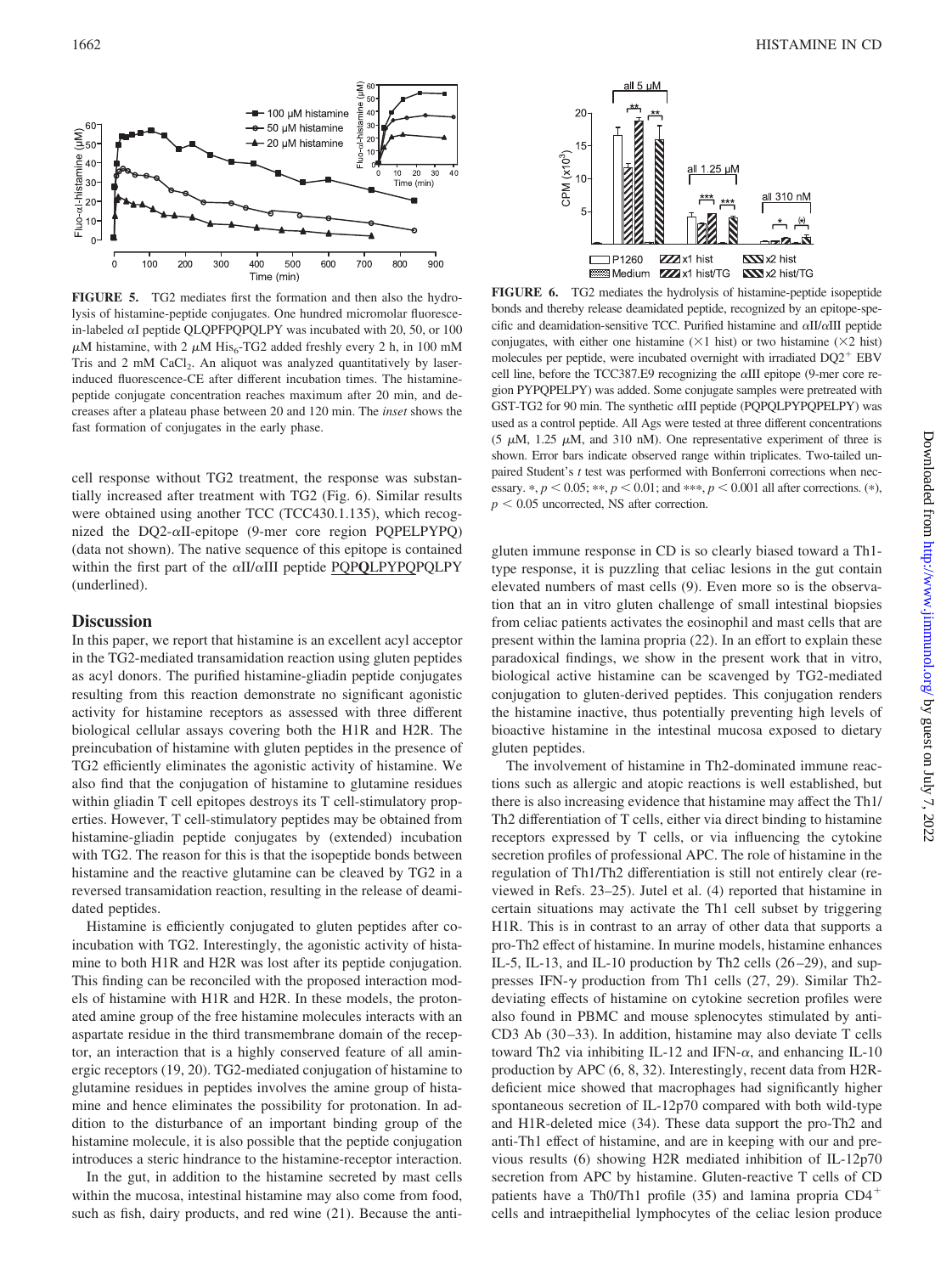**FIGURE 5.** TG2 mediates first the formation and then also the hydrolysis of histamine-peptide conjugates. One hundred micromolar fluorescein-labeled αI peptide QLQPFPQPQLPY was incubated with 20, 50, or 100 μM histamine, with 2 μM $His_6$-TG2 added freshly every 2 h, in 100 mM Tris and 2 mM $CaCl_2$. An aliquot was analyzed quantitatively by laser-induced fluorescence-CE after different incubation times. The histamine-peptide conjugate concentration reaches maximum after 20 min, and decreases after a plateau phase between 20 and 120 min. The *inset* shows the fast formation of conjugates in the early phase.

**FIGURE 6.** TG2 mediates the hydrolysis of histamine-peptide isopeptide bonds and thereby release deamidated peptide, recognized by an epitope-specific and deamidation-sensitive TCC. Purified histamine and αII/αIII peptide conjugates, with either one histamine (×1 hist) or two histamine (×2 hist) molecules per peptide, were incubated overnight with irradiated DQ2[+] EBV cell line, before the TCC387.E9 recognizing the αIII epitope (9-mer core region PYPQPELPY) was added. Some conjugate samples were pretreated with GST-TG2 for 90 min. The synthetic αIII peptide (PQPQLPYPQPELPY) was used as a control peptide. All Ags were tested at three different concentrations (5 μM, 1.25 μM, and 310 nM). One representative experiment of three is shown. Error bars indicate observed range within triplicates. Two-tailed unpaired Student's *t* test was performed with Bonferroni corrections when necessary. *, $p < 0.05$; **, $p < 0.01$; and ***, $p < 0.001$ all after corrections. (*), $p < 0.05$ uncorrected, NS after correction.

cell response without TG2 treatment, the response was substantially increased after treatment with TG2 (Fig. 6). Similar results were obtained using another TCC (TCC430.1.135), which recognized the DQ2-αII-epitope (9-mer core region PQPELPYPQ) (data not shown). The native sequence of this epitope is contained within the first part of the αII/αIII peptide PQP**Q**LPYPQPQLPY (underlined).

## Discussion

In this paper, we report that histamine is an excellent acyl acceptor in the TG2-mediated transamidation reaction using gluten peptides as acyl donors. The purified histamine-gliadin peptide conjugates resulting from this reaction demonstrate no significant agonistic activity for histamine receptors as assessed with three different biological cellular assays covering both the H1R and H2R. The preincubation of histamine with gluten peptides in the presence of TG2 efficiently eliminates the agonistic activity of histamine. We also find that the conjugation of histamine to glutamine residues within gliadin T cell epitopes destroys its T cell-stimulatory properties. However, T cell-stimulatory peptides may be obtained from histamine-gliadin peptide conjugates by (extended) incubation with TG2. The reason for this is that the isopeptide bonds between histamine and the reactive glutamine can be cleaved by TG2 in a reversed transamidation reaction, resulting in the release of deamidated peptides.

Histamine is efficiently conjugated to gluten peptides after coincubation with TG2. Interestingly, the agonistic activity of histamine to both H1R and H2R was lost after its peptide conjugation. This finding can be reconciled with the proposed interaction models of histamine with H1R and H2R. In these models, the protonated amine group of the free histamine molecules interacts with an aspartate residue in the third transmembrane domain of the receptor, an interaction that is a highly conserved feature of all aminergic receptors (19, 20). TG2-mediated conjugation of histamine to glutamine residues in peptides involves the amine group of histamine and hence eliminates the possibility for protonation. In addition to the disturbance of an important binding group of the histamine molecule, it is also possible that the peptide conjugation introduces a steric hindrance to the histamine-receptor interaction.

In the gut, in addition to the histamine secreted by mast cells within the mucosa, intestinal histamine may also come from food, such as fish, dairy products, and red wine (21). Because the anti-gluten immune response in CD is so clearly biased toward a Th1-type response, it is puzzling that celiac lesions in the gut contain elevated numbers of mast cells (9). Even more so is the observation that an in vitro gluten challenge of small intestinal biopsies from celiac patients activates the eosinophil and mast cells that are present within the lamina propria (22). In an effort to explain these paradoxical findings, we show in the present work that in vitro, biological active histamine can be scavenged by TG2-mediated conjugation to gluten-derived peptides. This conjugation renders the histamine inactive, thus potentially preventing high levels of bioactive histamine in the intestinal mucosa exposed to dietary gluten peptides.

The involvement of histamine in Th2-dominated immune reactions such as allergic and atopic reactions is well established, but there is also increasing evidence that histamine may affect the Th1/Th2 differentiation of T cells, either via direct binding to histamine receptors expressed by T cells, or via influencing the cytokine secretion profiles of professional APC. The role of histamine in the regulation of Th1/Th2 differentiation is still not entirely clear (reviewed in Refs. 23–25). Jutel et al. (4) reported that histamine in certain situations may activate the Th1 cell subset by triggering H1R. This is in contrast to an array of other data that supports a pro-Th2 effect of histamine. In murine models, histamine enhances IL-5, IL-13, and IL-10 production by Th2 cells (26–29), and suppresses IFN-γ production from Th1 cells (27, 29). Similar Th2-deviating effects of histamine on cytokine secretion profiles were also found in PBMC and mouse splenocytes stimulated by anti-CD3 Ab (30–33). In addition, histamine may also deviate T cells toward Th2 via inhibiting IL-12 and IFN-α, and enhancing IL-10 production by APC (6, 8, 32). Interestingly, recent data from H2R-deficient mice showed that macrophages had significantly higher spontaneous secretion of IL-12p70 compared with both wild-type and H1R-deleted mice (34). These data support the pro-Th2 and anti-Th1 effect of histamine, and are in keeping with our and previous results (6) showing H2R mediated inhibition of IL-12p70 secretion from APC by histamine. Gluten-reactive T cells of CD patients have a Th0/Th1 profile (35) and lamina propria CD4[+] cells and intraepithelial lymphocytes of the celiac lesion produce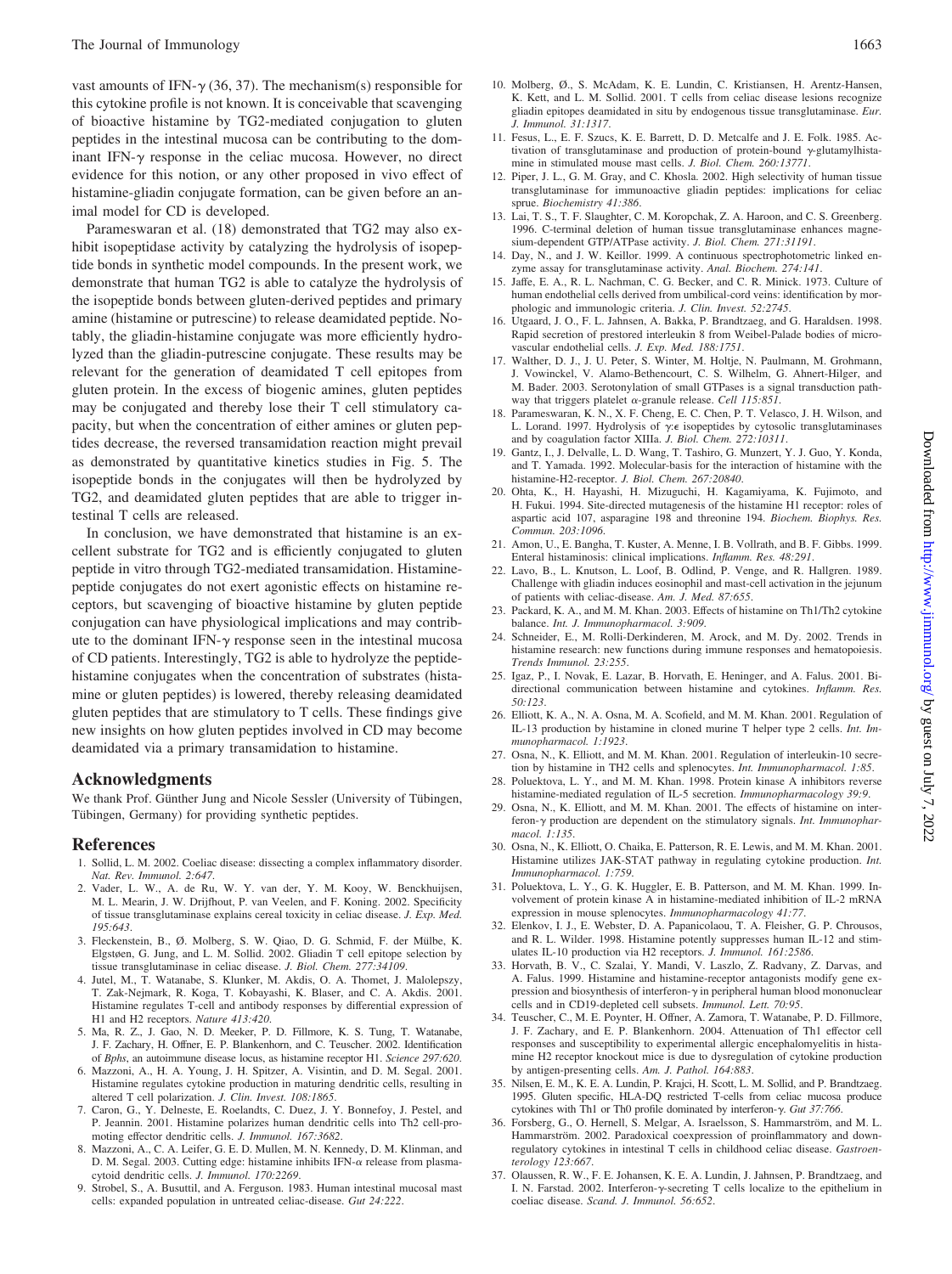vast amounts of IFN-$\gamma$ (36, 37). The mechanism(s) responsible for this cytokine profile is not known. It is conceivable that scavenging of bioactive histamine by TG2-mediated conjugation to gluten peptides in the intestinal mucosa can be contributing to the dominant IFN-$\gamma$ response in the celiac mucosa. However, no direct evidence for this notion, or any other proposed in vivo effect of histamine-gliadin conjugate formation, can be given before an animal model for CD is developed.

Parameswaran et al. (18) demonstrated that TG2 may also exhibit isopeptidase activity by catalyzing the hydrolysis of isopeptide bonds in synthetic model compounds. In the present work, we demonstrate that human TG2 is able to catalyze the hydrolysis of the isopeptide bonds between gluten-derived peptides and primary amine (histamine or putrescine) to release deamidated peptide. Notably, the gliadin-histamine conjugate was more efficiently hydrolyzed than the gliadin-putrescine conjugate. These results may be relevant for the generation of deamidated T cell epitopes from gluten protein. In the excess of biogenic amines, gluten peptides may be conjugated and thereby lose their T cell stimulatory capacity, but when the concentration of either amines or gluten peptides decrease, the reversed transamidation reaction might prevail as demonstrated by quantitative kinetics studies in Fig. 5. The isopeptide bonds in the conjugates will then be hydrolyzed by TG2, and deamidated gluten peptides that are able to trigger intestinal T cells are released.

In conclusion, we have demonstrated that histamine is an excellent substrate for TG2 and is efficiently conjugated to gluten peptide in vitro through TG2-mediated transamidation. Histamine-peptide conjugates do not exert agonistic effects on histamine receptors, but scavenging of bioactive histamine by gluten peptide conjugation can have physiological implications and may contribute to the dominant IFN-$\gamma$ response seen in the intestinal mucosa of CD patients. Interestingly, TG2 is able to hydrolyze the peptide-histamine conjugates when the concentration of substrates (histamine or gluten peptides) is lowered, thereby releasing deamidated gluten peptides that are stimulatory to T cells. These findings give new insights on how gluten peptides involved in CD may become deamidated via a primary transamidation to histamine.

## Acknowledgments

We thank Prof. Günther Jung and Nicole Sessler (University of Tübingen, Tübingen, Germany) for providing synthetic peptides.

## References

1. Sollid, L. M. 2002. Coeliac disease: dissecting a complex inflammatory disorder. *Nat. Rev. Immunol. 2:647*.
2. Vader, L. W., A. de Ru, W. Y. van der, Y. M. Kooy, W. Benckhuijsen, M. L. Mearin, J. W. Drijfhout, P. van Veelen, and F. Koning. 2002. Specificity of tissue transglutaminase explains cereal toxicity in celiac disease. *J. Exp. Med. 195:643*.
3. Fleckenstein, B., Ø. Molberg, S. W. Qiao, D. G. Schmid, F. der Mülbe, K. Elgstøen, G. Jung, and L. M. Sollid. 2002. Gliadin T cell epitope selection by tissue transglutaminase in celiac disease. *J. Biol. Chem. 277:34109*.
4. Jutel, M., T. Watanabe, S. Klunker, M. Akdis, O. A. Thomet, J. Malolepszy, T. Zak-Nejmark, R. Koga, T. Kobayashi, K. Blaser, and C. A. Akdis. 2001. Histamine regulates T-cell and antibody responses by differential expression of H1 and H2 receptors. *Nature 413:420*.
5. Ma, R. Z., J. Gao, N. D. Meeker, P. D. Fillmore, K. S. Tung, T. Watanabe, J. F. Zachary, H. Offner, E. P. Blankenhorn, and C. Teuscher. 2002. Identification of *Bphs*, an autoimmune disease locus, as histamine receptor H1. *Science 297:620*.
6. Mazzoni, A., H. A. Young, J. H. Spitzer, A. Visintin, and D. M. Segal. 2001. Histamine regulates cytokine production in maturing dendritic cells, resulting in altered T cell polarization. *J. Clin. Invest. 108:1865*.
7. Caron, G., Y. Delneste, E. Roelandts, C. Duez, J. Y. Bonnefoy, J. Pestel, and P. Jeannin. 2001. Histamine polarizes human dendritic cells into Th2 cell-promoting effector dendritic cells. *J. Immunol. 167:3682*.
8. Mazzoni, A., C. A. Leifer, G. E. D. Mullen, M. N. Kennedy, D. M. Klinman, and D. M. Segal. 2003. Cutting edge: histamine inhibits IFN-$\alpha$ release from plasmacytoid dendritic cells. *J. Immunol. 170:2269*.
9. Strobel, S., A. Busuttil, and A. Ferguson. 1983. Human intestinal mucosal mast cells: expanded population in untreated celiac-disease. *Gut 24:222*.
10. Molberg, Ø., S. McAdam, K. E. Lundin, C. Kristiansen, H. Arentz-Hansen, K. Kett, and L. M. Sollid. 2001. T cells from celiac disease lesions recognize gliadin epitopes deamidated in situ by endogenous tissue transglutaminase. *Eur. J. Immunol. 31:1317*.
11. Fesus, L., E. F. Szucs, K. E. Barrett, D. D. Metcalfe and J. E. Folk. 1985. Activation of transglutaminase and production of protein-bound $\gamma$-glutamylhistamine in stimulated mouse mast cells. *J. Biol. Chem. 260:13771*.
12. Piper, J. L., G. M. Gray, and C. Khosla. 2002. High selectivity of human tissue transglutaminase for immunoactive gliadin peptides: implications for celiac sprue. *Biochemistry 41:386*.
13. Lai, T. S., T. F. Slaughter, C. M. Koropchak, Z. A. Haroon, and C. S. Greenberg. 1996. C-terminal deletion of human tissue transglutaminase enhances magnesium-dependent GTP/ATPase activity. *J. Biol. Chem. 271:31191*.
14. Day, N., and J. W. Keillor. 1999. A continuous spectrophotometric linked enzyme assay for transglutaminase activity. *Anal. Biochem. 274:141*.
15. Jaffe, E. A., R. L. Nachman, C. G. Becker, and C. R. Minick. 1973. Culture of human endothelial cells derived from umbilical-cord veins: identification by morphologic and immunologic criteria. *J. Clin. Invest. 52:2745*.
16. Utgaard, J. O., F. L. Jahnsen, A. Bakka, P. Brandtzaeg, and G. Haraldsen. 1998. Rapid secretion of prestored interleukin 8 from Weibel-Palade bodies of microvascular endothelial cells. *J. Exp. Med. 188:1751*.
17. Walther, D. J., J. U. Peter, S. Winter, M. Holtje, N. Paulmann, M. Grohmann, J. Vowinckel, V. Alamo-Bethencourt, C. S. Wilhelm, G. Ahnert-Hilger, and M. Bader. 2003. Serotonylation of small GTPases is a signal transduction pathway that triggers platelet $\alpha$-granule release. *Cell 115:851*.
18. Parameswaran, K. N., X. F. Cheng, E. C. Chen, P. T. Velasco, J. H. Wilson, and L. Lorand. 1997. Hydrolysis of $\gamma$:$\epsilon$ isopeptides by cytosolic transglutaminases and by coagulation factor XIIIa. *J. Biol. Chem. 272:10311*.
19. Gantz, I., J. Delvalle, L. D. Wang, T. Tashiro, G. Munzert, Y. J. Guo, Y. Konda, and T. Yamada. 1992. Molecular-basis for the interaction of histamine with the histamine-H2-receptor. *J. Biol. Chem. 267:20840*.
20. Ohta, K., H. Hayashi, H. Mizuguchi, H. Kagamiyama, K. Fujimoto, and H. Fukui. 1994. Site-directed mutagenesis of the histamine H1 receptor: roles of aspartic acid 107, asparagine 198 and threonine 194. *Biochem. Biophys. Res. Commun. 203:1096*.
21. Amon, U., E. Bangha, T. Kuster, A. Menne, I. B. Vollrath, and B. F. Gibbs. 1999. Enteral histaminosis: clinical implications. *Inflamm. Res. 48:291*.
22. Lavo, B., L. Knutson, L. Loof, B. Odlind, P. Venge, and R. Hallgren. 1989. Challenge with gliadin induces eosinophil and mast-cell activation in the jejunum of patients with celiac-disease. *Am. J. Med. 87:655*.
23. Packard, K. A., and M. M. Khan. 2003. Effects of histamine on Th1/Th2 cytokine balance. *Int. J. Immunopharmacol. 3:909*.
24. Schneider, E., M. Rolli-Derkinderen, M. Arock, and M. Dy. 2002. Trends in histamine research: new functions during immune responses and hematopoiesis. *Trends Immunol. 23:255*.
25. Igaz, P., I. Novak, E. Lazar, B. Horvath, E. Heninger, and A. Falus. 2001. Bidirectional communication between histamine and cytokines. *Inflamm. Res. 50:123*.
26. Elliott, K. A., N. A. Osna, M. A. Scofield, and M. M. Khan. 2001. Regulation of IL-13 production by histamine in cloned murine T helper type 2 cells. *Int. Immunopharmacol. 1:1923*.
27. Osna, N., K. Elliott, and M. M. Khan. 2001. Regulation of interleukin-10 secretion by histamine in TH2 cells and splenocytes. *Int. Immunopharmacol. 1:85*.
28. Poluektova, L. Y., and M. M. Khan. 1998. Protein kinase A inhibitors reverse histamine-mediated regulation of IL-5 secretion. *Immunopharmacology 39:9*.
29. Osna, N., K. Elliott, and M. M. Khan. 2001. The effects of histamine on interferon-$\gamma$ production are dependent on the stimulatory signals. *Int. Immunopharmacol. 1:135*.
30. Osna, N., K. Elliott, O. Chaika, E. Patterson, R. E. Lewis, and M. M. Khan. 2001. Histamine utilizes JAK-STAT pathway in regulating cytokine production. *Int. Immunopharmacol. 1:759*.
31. Poluektova, L. Y., G. K. Huggler, E. B. Patterson, and M. M. Khan. 1999. Involvement of protein kinase A in histamine-mediated inhibition of IL-2 mRNA expression in mouse splenocytes. *Immunopharmacology 41:77*.
32. Elenkov, I. J., E. Webster, D. A. Papanicolaou, T. A. Fleisher, G. P. Chrousos, and R. L. Wilder. 1998. Histamine potently suppresses human IL-12 and stimulates IL-10 production via H2 receptors. *J. Immunol. 161:2586*.
33. Horvath, B. V., C. Szalai, Y. Mandi, V. Laszlo, Z. Radvany, Z. Darvas, and A. Falus. 1999. Histamine and histamine-receptor antagonists modify gene expression and biosynthesis of interferon-$\gamma$ in peripheral human blood mononuclear cells and in CD19-depleted cell subsets. *Immunol. Lett. 70:95*.
34. Teuscher, C., M. E. Poynter, H. Offner, A. Zamora, T. Watanabe, P. D. Fillmore, J. F. Zachary, and E. P. Blankenhorn. 2004. Attenuation of Th1 effector cell responses and susceptibility to experimental allergic encephalomyelitis in histamine H2 receptor knockout mice is due to dysregulation of cytokine production by antigen-presenting cells. *Am. J. Pathol. 164:883*.
35. Nilsen, E. M., K. E. A. Lundin, P. Krajci, H. Scott, L. M. Sollid, and P. Brandtzaeg. 1995. Gluten specific, HLA-DQ restricted T-cells from celiac mucosa produce cytokines with Th1 or Th0 profile dominated by interferon-$\gamma$. *Gut 37:766*.
36. Forsberg, G., O. Hernell, S. Melgar, A. Israelsson, S. Hammarström, and M. L. Hammarström. 2002. Paradoxical coexpression of proinflammatory and down-regulatory cytokines in intestinal T cells in childhood celiac disease. *Gastroenterology 123:667*.
37. Olaussen, R. W., F. E. Johansen, K. E. A. Lundin, J. Jahnsen, P. Brandtzaeg, and I. N. Farstad. 2002. Interferon-$\gamma$-secreting T cells localize to the epithelium in coeliac disease. *Scand. J. Immunol. 56:652*.